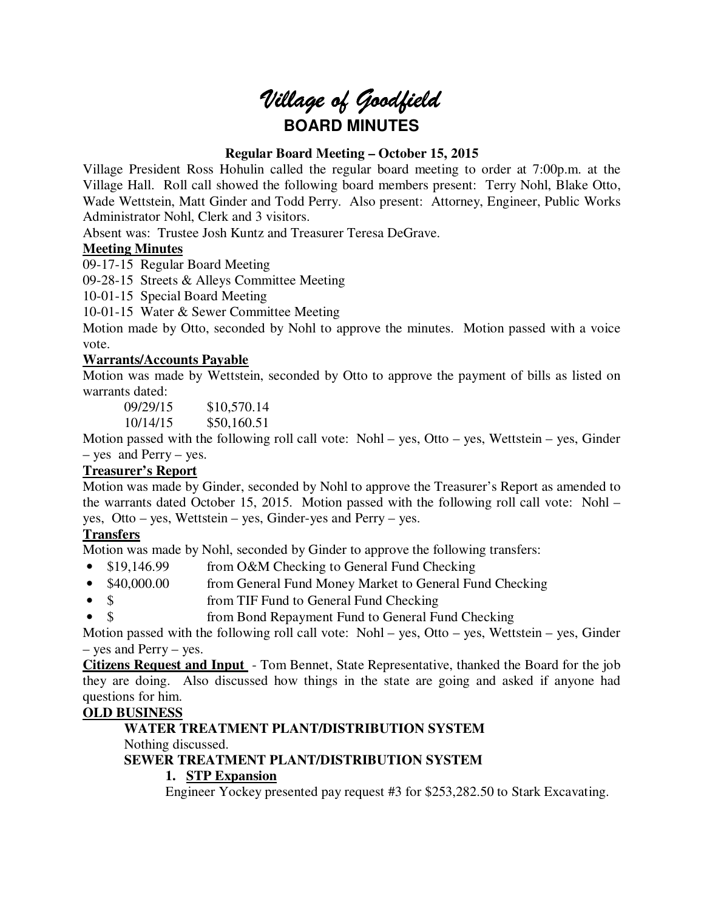# *Village of Goodfield*

## BOARD MINUTES

### Regular Board Meeting – October 15, 2015

Village President Ross Hohulin called the regular board meeting to order at 7:00p.m. at the Village Hall. Roll call showed the following board members present: Terry Nohl, Blake Otto, Wade Wettstein, Matt Ginder and Todd Perry. Also present: Attorney, Engineer, Public Works Administrator Nohl, Clerk and 3 visitors.

Absent was: Trustee Josh Kuntz and Treasurer Teresa DeGrave.

**Meeting Minutes**

09-17-15 Regular Board Meeting
09-28-15 Streets & Alleys Committee Meeting
10-01-15 Special Board Meeting
10-01-15 Water & Sewer Committee Meeting

Motion made by Otto, seconded by Nohl to approve the minutes. Motion passed with a voice vote.

**Warrants/Accounts Payable**

Motion was made by Wettstein, seconded by Otto to approve the payment of bills as listed on warrants dated:

09/29/15 $10,570.14
10/14/15 $50,160.51

Motion passed with the following roll call vote: Nohl – yes, Otto – yes, Wettstein – yes, Ginder – yes and Perry – yes.

**Treasurer's Report**

Motion was made by Ginder, seconded by Nohl to approve the Treasurer's Report as amended to the warrants dated October 15, 2015. Motion passed with the following roll call vote: Nohl – yes, Otto – yes, Wettstein – yes, Ginder-yes and Perry – yes.

**Transfers**

Motion was made by Nohl, seconded by Ginder to approve the following transfers:

- $19,146.99 from O&M Checking to General Fund Checking
- $40,000.00 from General Fund Money Market to General Fund Checking
- $ from TIF Fund to General Fund Checking
- $ from Bond Repayment Fund to General Fund Checking

Motion passed with the following roll call vote: Nohl – yes, Otto – yes, Wettstein – yes, Ginder – yes and Perry – yes.

**Citizens Request and Input** - Tom Bennet, State Representative, thanked the Board for the job they are doing. Also discussed how things in the state are going and asked if anyone had questions for him.

**OLD BUSINESS**

**WATER TREATMENT PLANT/DISTRIBUTION SYSTEM**

Nothing discussed.

**SEWER TREATMENT PLANT/DISTRIBUTION SYSTEM**

1. **STP Expansion**

Engineer Yockey presented pay request #3 for $253,282.50 to Stark Excavating.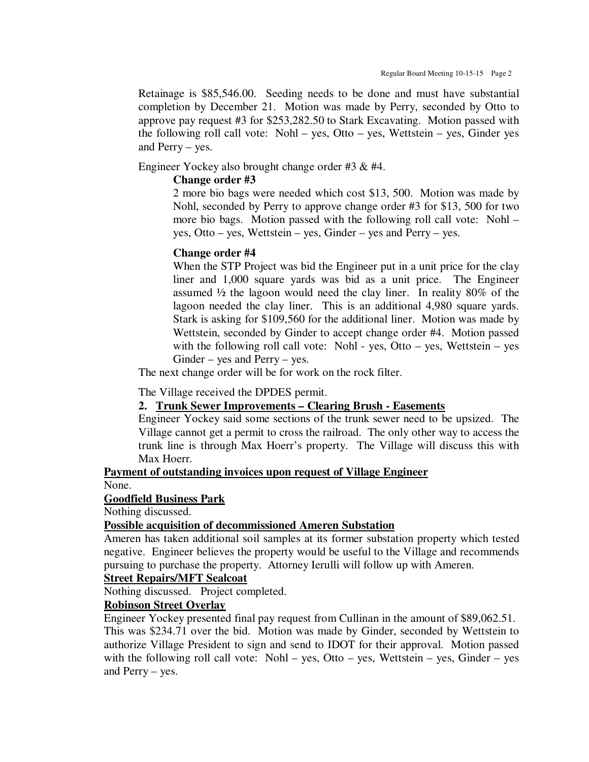Retainage is $85,546.00. Seeding needs to be done and must have substantial completion by December 21. Motion was made by Perry, seconded by Otto to approve pay request #3 for $253,282.50 to Stark Excavating. Motion passed with the following roll call vote: Nohl – yes, Otto – yes, Wettstein – yes, Ginder yes and Perry – yes.

Engineer Yockey also brought change order #3 & #4.

**Change order #3**

2 more bio bags were needed which cost $13, 500. Motion was made by Nohl, seconded by Perry to approve change order #3 for $13, 500 for two more bio bags. Motion passed with the following roll call vote: Nohl – yes, Otto – yes, Wettstein – yes, Ginder – yes and Perry – yes.

**Change order #4**

When the STP Project was bid the Engineer put in a unit price for the clay liner and 1,000 square yards was bid as a unit price. The Engineer assumed ½ the lagoon would need the clay liner. In reality 80% of the lagoon needed the clay liner. This is an additional 4,980 square yards. Stark is asking for $109,560 for the additional liner. Motion was made by Wettstein, seconded by Ginder to accept change order #4. Motion passed with the following roll call vote: Nohl - yes, Otto – yes, Wettstein – yes Ginder – yes and Perry – yes.

The next change order will be for work on the rock filter.

The Village received the DPDES permit.

2. **Trunk Sewer Improvements – Clearing Brush - Easements**

Engineer Yockey said some sections of the trunk sewer need to be upsized. The Village cannot get a permit to cross the railroad. The only other way to access the trunk line is through Max Hoerr's property. The Village will discuss this with Max Hoerr.

**Payment of outstanding invoices upon request of Village Engineer**

None.

**Goodfield Business Park**

Nothing discussed.

**Possible acquisition of decommissioned Ameren Substation**

Ameren has taken additional soil samples at its former substation property which tested negative. Engineer believes the property would be useful to the Village and recommends pursuing to purchase the property. Attorney Ierulli will follow up with Ameren.

**Street Repairs/MFT Sealcoat**

Nothing discussed. Project completed.

**Robinson Street Overlay**

Engineer Yockey presented final pay request from Cullinan in the amount of $89,062.51. This was $234.71 over the bid. Motion was made by Ginder, seconded by Wettstein to authorize Village President to sign and send to IDOT for their approval. Motion passed with the following roll call vote: Nohl – yes, Otto – yes, Wettstein – yes, Ginder – yes and Perry – yes.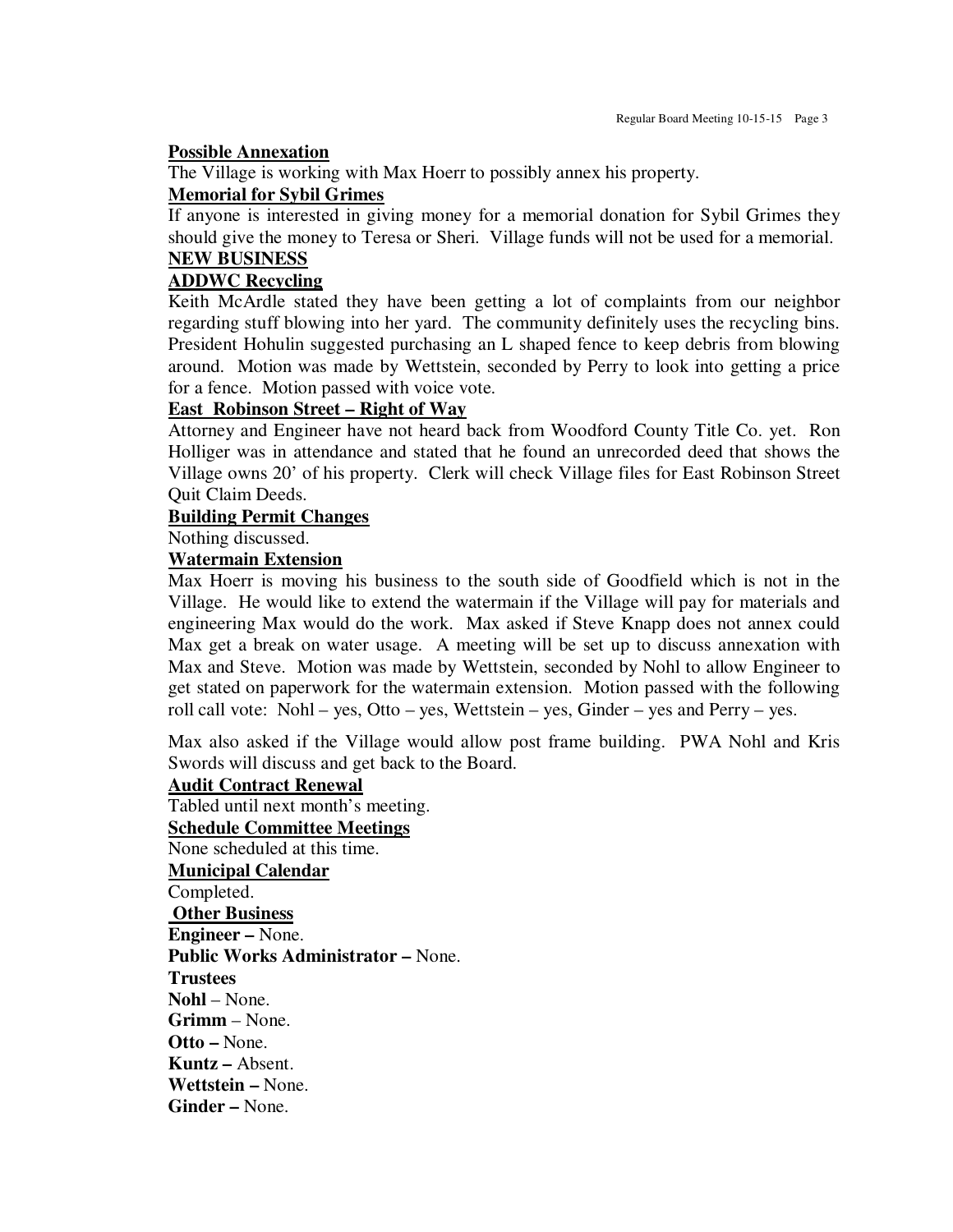**Possible Annexation**

The Village is working with Max Hoerr to possibly annex his property.

**Memorial for Sybil Grimes**

If anyone is interested in giving money for a memorial donation for Sybil Grimes they should give the money to Teresa or Sheri. Village funds will not be used for a memorial.

**NEW BUSINESS**

**ADDWC Recycling**

Keith McArdle stated they have been getting a lot of complaints from our neighbor regarding stuff blowing into her yard. The community definitely uses the recycling bins. President Hohulin suggested purchasing an L shaped fence to keep debris from blowing around. Motion was made by Wettstein, seconded by Perry to look into getting a price for a fence. Motion passed with voice vote.

**East Robinson Street – Right of Way**

Attorney and Engineer have not heard back from Woodford County Title Co. yet. Ron Holliger was in attendance and stated that he found an unrecorded deed that shows the Village owns 20' of his property. Clerk will check Village files for East Robinson Street Quit Claim Deeds.

**Building Permit Changes**

Nothing discussed.

**Watermain Extension**

Max Hoerr is moving his business to the south side of Goodfield which is not in the Village. He would like to extend the watermain if the Village will pay for materials and engineering Max would do the work. Max asked if Steve Knapp does not annex could Max get a break on water usage. A meeting will be set up to discuss annexation with Max and Steve. Motion was made by Wettstein, seconded by Nohl to allow Engineer to get stated on paperwork for the watermain extension. Motion passed with the following roll call vote: Nohl – yes, Otto – yes, Wettstein – yes, Ginder – yes and Perry – yes.

Max also asked if the Village would allow post frame building. PWA Nohl and Kris Swords will discuss and get back to the Board.

**Audit Contract Renewal**

Tabled until next month's meeting.

**Schedule Committee Meetings**

None scheduled at this time.

**Municipal Calendar**

Completed.

**Other Business**

**Engineer –** None.

**Public Works Administrator –** None.

**Trustees**

**Nohl** – None.

**Grimm** – None.

**Otto –** None.

**Kuntz –** Absent.

**Wettstein –** None.

**Ginder –** None.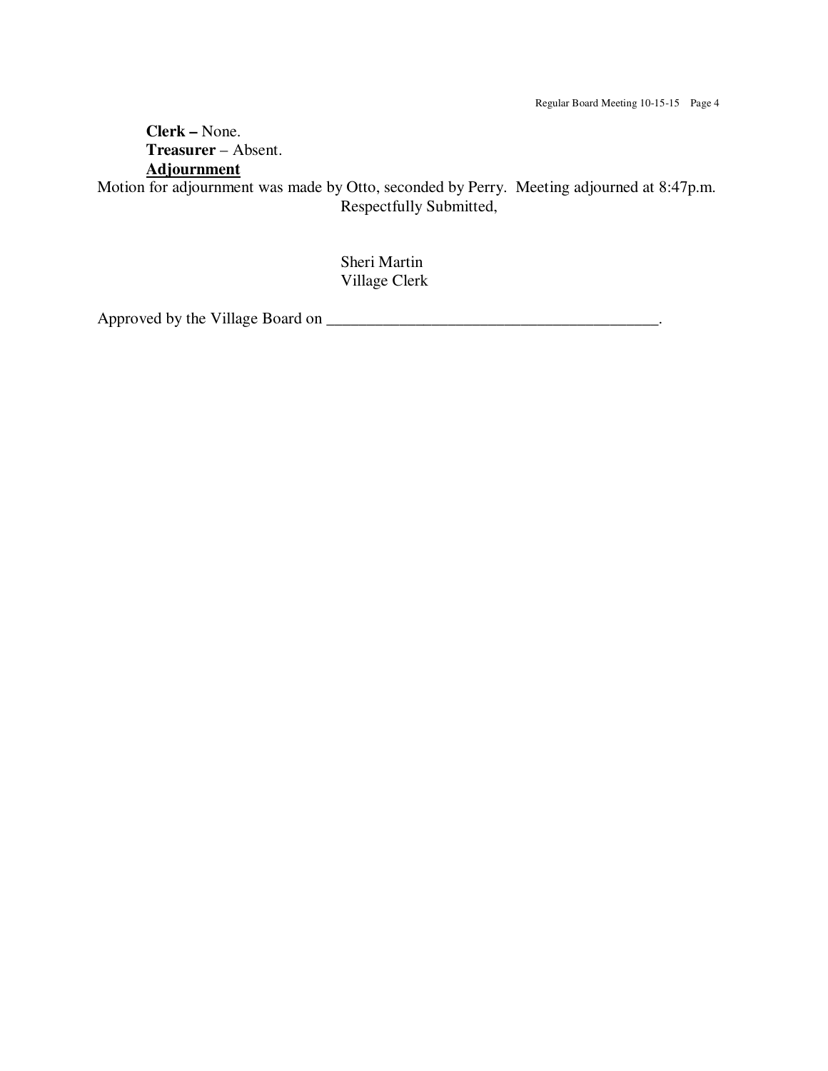**Clerk –** None.

**Treasurer** – Absent.

**Adjournment**

Motion for adjournment was made by Otto, seconded by Perry. Meeting adjourned at 8:47p.m.

Respectfully Submitted,

Sheri Martin
Village Clerk

Approved by the Village Board on ________________________________________.